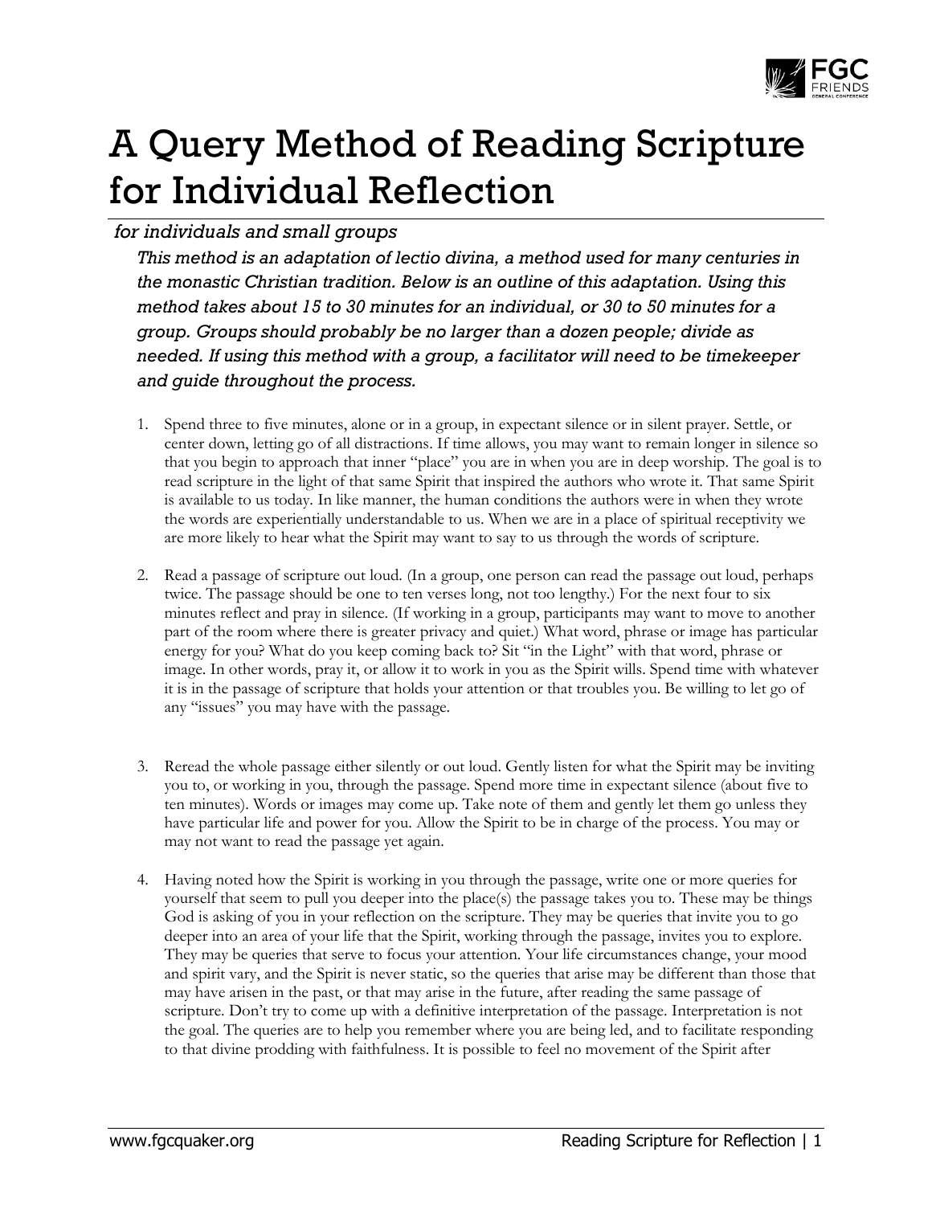# A Query Method of Reading Scripture for Individual Reflection

*for individuals and small groups*

*This method is an adaptation of lectio divina, a method used for many centuries in the monastic Christian tradition. Below is an outline of this adaptation. Using this method takes about 15 to 30 minutes for an individual, or 30 to 50 minutes for a group. Groups should probably be no larger than a dozen people; divide as needed. If using this method with a group, a facilitator will need to be timekeeper and guide throughout the process.*

1. Spend three to five minutes, alone or in a group, in expectant silence or in silent prayer. Settle, or center down, letting go of all distractions. If time allows, you may want to remain longer in silence so that you begin to approach that inner "place" you are in when you are in deep worship. The goal is to read scripture in the light of that same Spirit that inspired the authors who wrote it. That same Spirit is available to us today. In like manner, the human conditions the authors were in when they wrote the words are experientially understandable to us. When we are in a place of spiritual receptivity we are more likely to hear what the Spirit may want to say to us through the words of scripture.

2. Read a passage of scripture out loud. (In a group, one person can read the passage out loud, perhaps twice. The passage should be one to ten verses long, not too lengthy.) For the next four to six minutes reflect and pray in silence. (If working in a group, participants may want to move to another part of the room where there is greater privacy and quiet.) What word, phrase or image has particular energy for you? What do you keep coming back to? Sit "in the Light" with that word, phrase or image. In other words, pray it, or allow it to work in you as the Spirit wills. Spend time with whatever it is in the passage of scripture that holds your attention or that troubles you. Be willing to let go of any "issues" you may have with the passage.

3. Reread the whole passage either silently or out loud. Gently listen for what the Spirit may be inviting you to, or working in you, through the passage. Spend more time in expectant silence (about five to ten minutes). Words or images may come up. Take note of them and gently let them go unless they have particular life and power for you. Allow the Spirit to be in charge of the process. You may or may not want to read the passage yet again.

4. Having noted how the Spirit is working in you through the passage, write one or more queries for yourself that seem to pull you deeper into the place(s) the passage takes you to. These may be things God is asking of you in your reflection on the scripture. They may be queries that invite you to go deeper into an area of your life that the Spirit, working through the passage, invites you to explore. They may be queries that serve to focus your attention. Your life circumstances change, your mood and spirit vary, and the Spirit is never static, so the queries that arise may be different than those that may have arisen in the past, or that may arise in the future, after reading the same passage of scripture. Don't try to come up with a definitive interpretation of the passage. Interpretation is not the goal. The queries are to help you remember where you are being led, and to facilitate responding to that divine prodding with faithfulness. It is possible to feel no movement of the Spirit after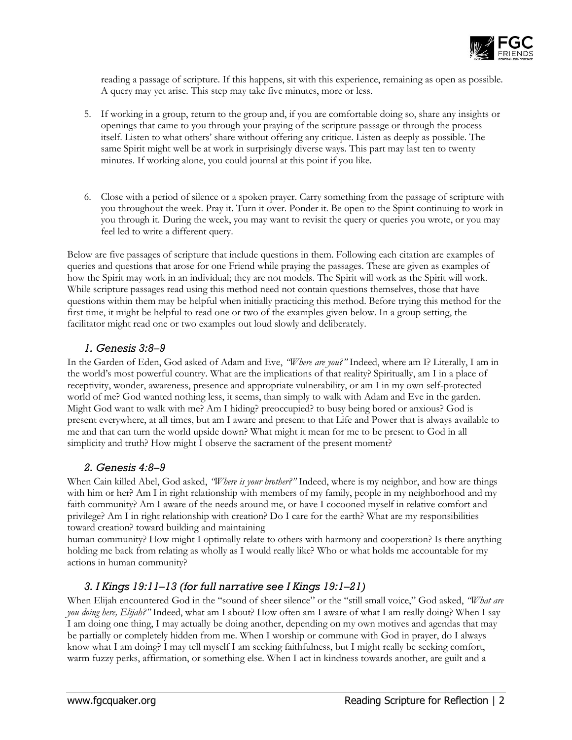reading a passage of scripture. If this happens, sit with this experience, remaining as open as possible. A query may yet arise. This step may take five minutes, more or less.

5. If working in a group, return to the group and, if you are comfortable doing so, share any insights or openings that came to you through your praying of the scripture passage or through the process itself. Listen to what others' share without offering any critique. Listen as deeply as possible. The same Spirit might well be at work in surprisingly diverse ways. This part may last ten to twenty minutes. If working alone, you could journal at this point if you like.

6. Close with a period of silence or a spoken prayer. Carry something from the passage of scripture with you throughout the week. Pray it. Turn it over. Ponder it. Be open to the Spirit continuing to work in you through it. During the week, you may want to revisit the query or queries you wrote, or you may feel led to write a different query.

Below are five passages of scripture that include questions in them. Following each citation are examples of queries and questions that arose for one Friend while praying the passages. These are given as examples of how the Spirit may work in an individual; they are not models. The Spirit will work as the Spirit will work. While scripture passages read using this method need not contain questions themselves, those that have questions within them may be helpful when initially practicing this method. Before trying this method for the first time, it might be helpful to read one or two of the examples given below. In a group setting, the facilitator might read one or two examples out loud slowly and deliberately.

### *1. Genesis 3:8–9*

In the Garden of Eden, God asked of Adam and Eve, *"Where are you?"* Indeed, where am I? Literally, I am in the world's most powerful country. What are the implications of that reality? Spiritually, am I in a place of receptivity, wonder, awareness, presence and appropriate vulnerability, or am I in my own self-protected world of me? God wanted nothing less, it seems, than simply to walk with Adam and Eve in the garden. Might God want to walk with me? Am I hiding? preoccupied? to busy being bored or anxious? God is present everywhere, at all times, but am I aware and present to that Life and Power that is always available to me and that can turn the world upside down? What might it mean for me to be present to God in all simplicity and truth? How might I observe the sacrament of the present moment?

### *2. Genesis 4:8–9*

When Cain killed Abel, God asked, *"Where is your brother?"* Indeed, where is my neighbor, and how are things with him or her? Am I in right relationship with members of my family, people in my neighborhood and my faith community? Am I aware of the needs around me, or have I cocooned myself in relative comfort and privilege? Am I in right relationship with creation? Do I care for the earth? What are my responsibilities toward creation? toward building and maintaining human community? How might I optimally relate to others with harmony and cooperation? Is there anything holding me back from relating as wholly as I would really like? Who or what holds me accountable for my actions in human community?

### *3. I Kings 19:11–13 (for full narrative see I Kings 19:1–21)*

When Elijah encountered God in the "sound of sheer silence" or the "still small voice," God asked, *"What are you doing here, Elijah?"* Indeed, what am I about? How often am I aware of what I am really doing? When I say I am doing one thing, I may actually be doing another, depending on my own motives and agendas that may be partially or completely hidden from me. When I worship or commune with God in prayer, do I always know what I am doing? I may tell myself I am seeking faithfulness, but I might really be seeking comfort, warm fuzzy perks, affirmation, or something else. When I act in kindness towards another, are guilt and a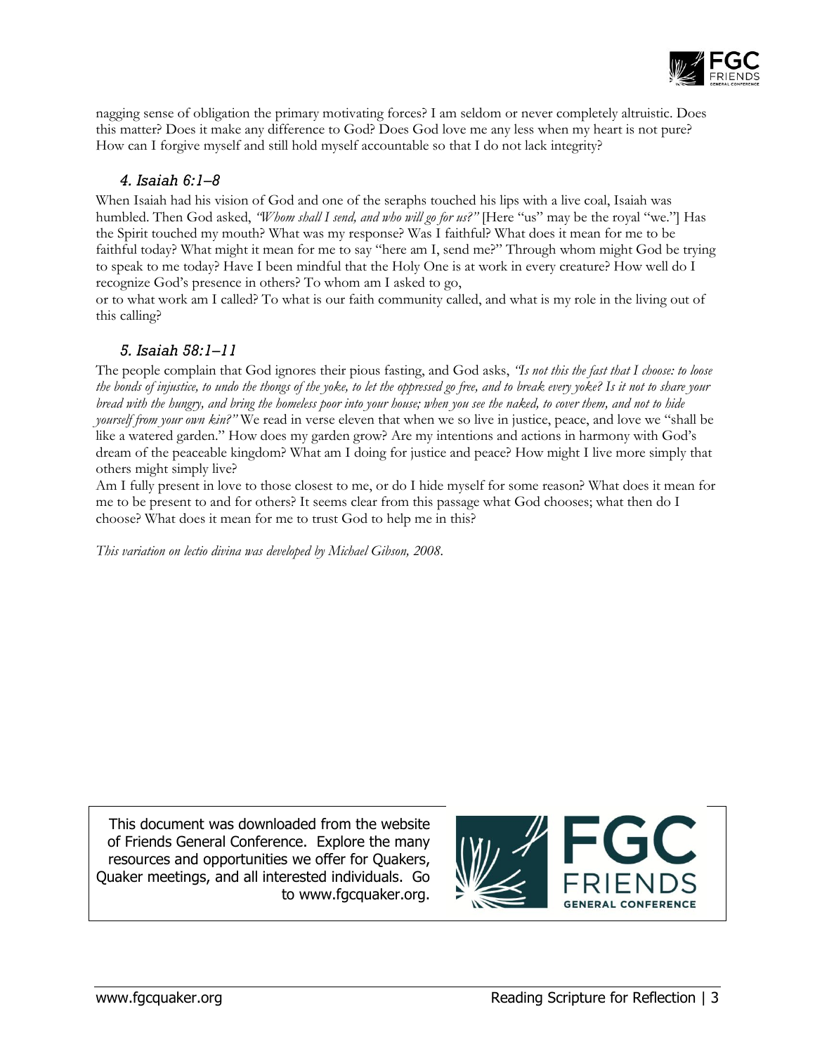nagging sense of obligation the primary motivating forces? I am seldom or never completely altruistic. Does this matter? Does it make any difference to God? Does God love me any less when my heart is not pure? How can I forgive myself and still hold myself accountable so that I do not lack integrity?

### *4. Isaiah 6:1–8*

When Isaiah had his vision of God and one of the seraphs touched his lips with a live coal, Isaiah was humbled. Then God asked, *"Whom shall I send, and who will go for us?"* [Here "us" may be the royal "we."] Has the Spirit touched my mouth? What was my response? Was I faithful? What does it mean for me to be faithful today? What might it mean for me to say "here am I, send me?" Through whom might God be trying to speak to me today? Have I been mindful that the Holy One is at work in every creature? How well do I recognize God's presence in others? To whom am I asked to go,
or to what work am I called? To what is our faith community called, and what is my role in the living out of this calling?

### *5. Isaiah 58:1–11*

The people complain that God ignores their pious fasting, and God asks, *"Is not this the fast that I choose: to loose the bonds of injustice, to undo the thongs of the yoke, to let the oppressed go free, and to break every yoke? Is it not to share your bread with the hungry, and bring the homeless poor into your house; when you see the naked, to cover them, and not to hide yourself from your own kin?"* We read in verse eleven that when we so live in justice, peace, and love we "shall be like a watered garden." How does my garden grow? Are my intentions and actions in harmony with God's dream of the peaceable kingdom? What am I doing for justice and peace? How might I live more simply that others might simply live?
Am I fully present in love to those closest to me, or do I hide myself for some reason? What does it mean for me to be present to and for others? It seems clear from this passage what God chooses; what then do I choose? What does it mean for me to trust God to help me in this?

*This variation on lectio divina was developed by Michael Gibson, 2008.*

This document was downloaded from the website of Friends General Conference. Explore the many resources and opportunities we offer for Quakers, Quaker meetings, and all interested individuals. Go to www.fgcquaker.org.